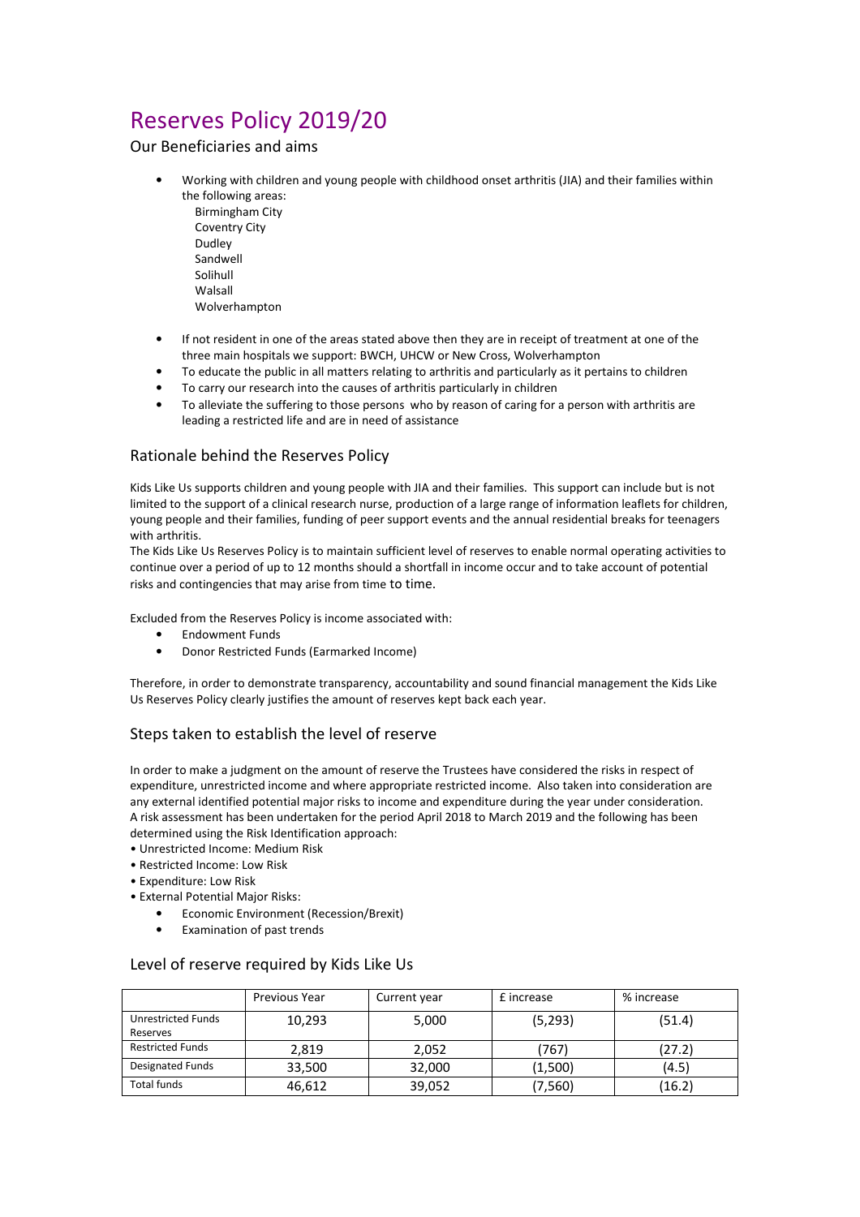# Reserves Policy 2019/20

## Our Beneficiaries and aims

- Working with children and young people with childhood onset arthritis (JIA) and their families within the following areas:
  - Birmingham City
  - Coventry City
  - Dudley
  - Sandwell
  - Solihull
  - Walsall
  - Wolverhampton
- If not resident in one of the areas stated above then they are in receipt of treatment at one of the three main hospitals we support: BWCH, UHCW or New Cross, Wolverhampton
- To educate the public in all matters relating to arthritis and particularly as it pertains to children
- To carry our research into the causes of arthritis particularly in children
- To alleviate the suffering to those persons who by reason of caring for a person with arthritis are leading a restricted life and are in need of assistance

## Rationale behind the Reserves Policy

Kids Like Us supports children and young people with JIA and their families. This support can include but is not limited to the support of a clinical research nurse, production of a large range of information leaflets for children, young people and their families, funding of peer support events and the annual residential breaks for teenagers with arthritis.

The Kids Like Us Reserves Policy is to maintain sufficient level of reserves to enable normal operating activities to continue over a period of up to 12 months should a shortfall in income occur and to take account of potential risks and contingencies that may arise from time to time.

Excluded from the Reserves Policy is income associated with:

- Endowment Funds
- Donor Restricted Funds (Earmarked Income)

Therefore, in order to demonstrate transparency, accountability and sound financial management the Kids Like Us Reserves Policy clearly justifies the amount of reserves kept back each year.

## Steps taken to establish the level of reserve

In order to make a judgment on the amount of reserve the Trustees have considered the risks in respect of expenditure, unrestricted income and where appropriate restricted income. Also taken into consideration are any external identified potential major risks to income and expenditure during the year under consideration. A risk assessment has been undertaken for the period April 2018 to March 2019 and the following has been determined using the Risk Identification approach:

- Unrestricted Income: Medium Risk
- Restricted Income: Low Risk
- Expenditure: Low Risk
- External Potential Major Risks:
  - Economic Environment (Recession/Brexit)
  - Examination of past trends

## Level of reserve required by Kids Like Us

| | Previous Year | Current year | £ increase | % increase |
|---|---|---|---|---|
| Unrestricted Funds Reserves | 10,293 | 5,000 | (5,293) | (51.4) |
| Restricted Funds | 2,819 | 2,052 | (767) | (27.2) |
| Designated Funds | 33,500 | 32,000 | (1,500) | (4.5) |
| Total funds | 46,612 | 39,052 | (7,560) | (16.2) |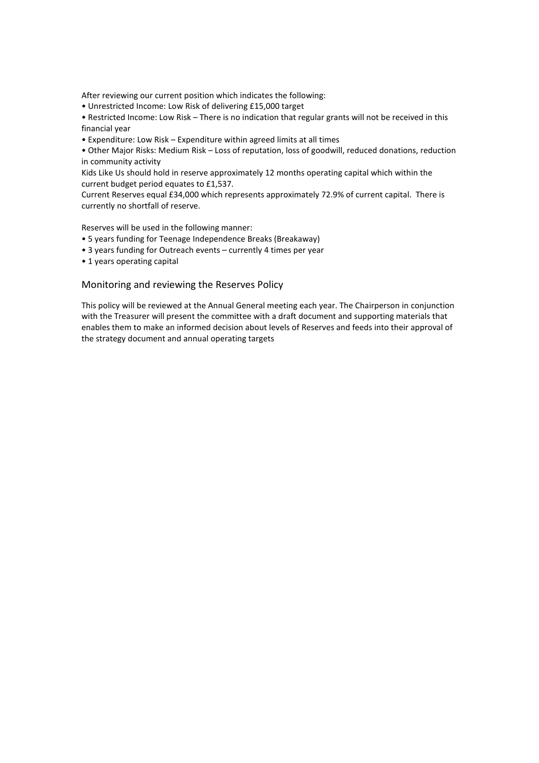After reviewing our current position which indicates the following:

- Unrestricted Income: Low Risk of delivering £15,000 target
- Restricted Income: Low Risk – There is no indication that regular grants will not be received in this financial year
- Expenditure: Low Risk – Expenditure within agreed limits at all times
- Other Major Risks: Medium Risk – Loss of reputation, loss of goodwill, reduced donations, reduction in community activity

Kids Like Us should hold in reserve approximately 12 months operating capital which within the current budget period equates to £1,537.

Current Reserves equal £34,000 which represents approximately 72.9% of current capital. There is currently no shortfall of reserve.

Reserves will be used in the following manner:

- 5 years funding for Teenage Independence Breaks (Breakaway)
- 3 years funding for Outreach events – currently 4 times per year
- 1 years operating capital

## Monitoring and reviewing the Reserves Policy

This policy will be reviewed at the Annual General meeting each year. The Chairperson in conjunction with the Treasurer will present the committee with a draft document and supporting materials that enables them to make an informed decision about levels of Reserves and feeds into their approval of the strategy document and annual operating targets